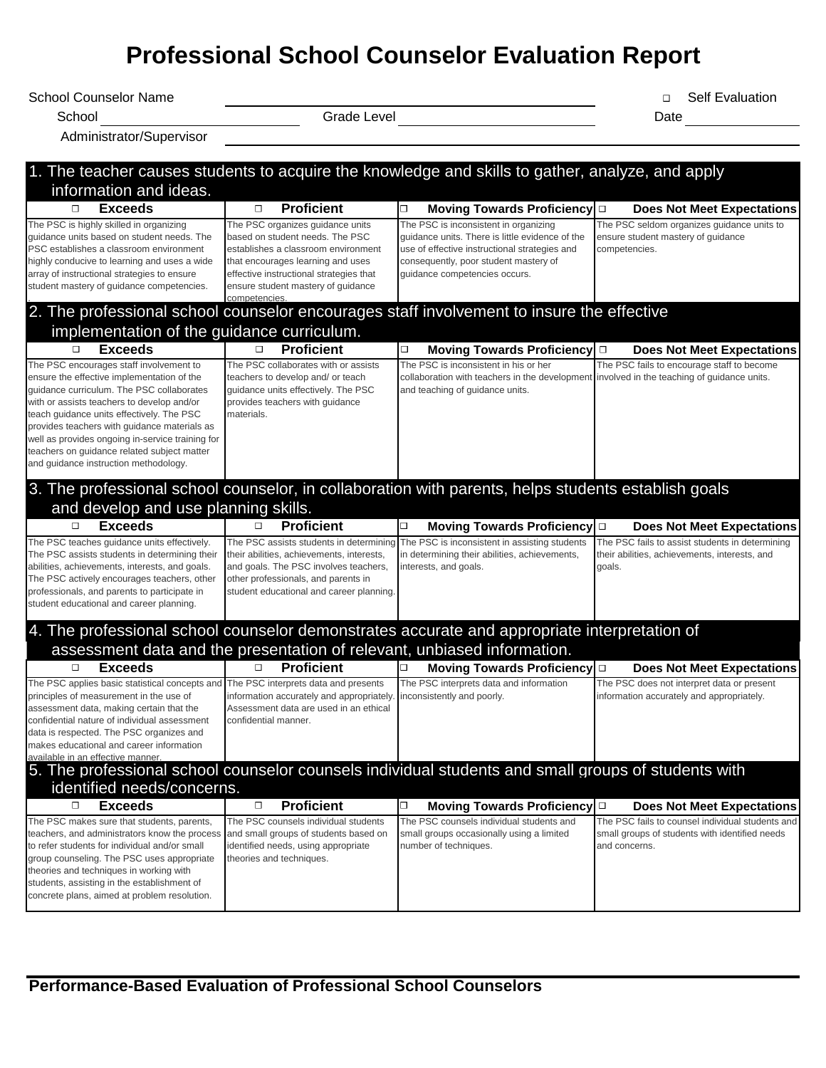# Professional School Counselor Evaluation Report

School Counselor Name ______________________ ☐ Self Evaluation

School ____________ Grade Level ____________ Date ____________

Administrator/Supervisor ______________________

## 1. The teacher causes students to acquire the knowledge and skills to gather, analyze, and apply information and ideas.

| ☐ **Exceeds** | ☐ **Proficient** | ☐ **Moving Towards Proficiency** | ☐ **Does Not Meet Expectations** |
|---|---|---|---|
| The PSC is highly skilled in organizing guidance units based on student needs. The PSC establishes a classroom environment highly conducive to learning and uses a wide array of instructional strategies to ensure student mastery of guidance competencies. | The PSC organizes guidance units based on student needs. The PSC establishes a classroom environment that encourages learning and uses effective instructional strategies that ensure student mastery of guidance competencies. | The PSC is inconsistent in organizing guidance units. There is little evidence of the use of effective instructional strategies and consequently, poor student mastery of guidance competencies occurs. | The PSC seldom organizes guidance units to ensure student mastery of guidance competencies. |

## 2. The professional school counselor encourages staff involvement to insure the effective implementation of the guidance curriculum.

| ☐ **Exceeds** | ☐ **Proficient** | ☐ **Moving Towards Proficiency** | ☐ **Does Not Meet Expectations** |
|---|---|---|---|
| The PSC encourages staff involvement to ensure the effective implementation of the guidance curriculum. The PSC collaborates with or assists teachers to develop and/or teach guidance units effectively. The PSC provides teachers with guidance materials as well as provides ongoing in-service training for teachers on guidance related subject matter and guidance instruction methodology. | The PSC collaborates with or assists teachers to develop and/ or teach guidance units effectively. The PSC provides teachers with guidance materials. | The PSC is inconsistent in his or her collaboration with teachers in the development and teaching of guidance units. | The PSC fails to encourage staff to become involved in the teaching of guidance units. |

## 3. The professional school counselor, in collaboration with parents, helps students establish goals and develop and use planning skills.

| ☐ **Exceeds** | ☐ **Proficient** | ☐ **Moving Towards Proficiency** | ☐ **Does Not Meet Expectations** |
|---|---|---|---|
| The PSC teaches guidance units effectively. The PSC assists students in determining their abilities, achievements, interests, and goals. The PSC actively encourages teachers, other professionals, and parents to participate in student educational and career planning. | The PSC assists students in determining their abilities, achievements, interests, and goals. The PSC involves teachers, other professionals, and parents in student educational and career planning. | The PSC is inconsistent in assisting students in determining their abilities, achievements, interests, and goals. | The PSC fails to assist students in determining their abilities, achievements, interests, and goals. |

## 4. The professional school counselor demonstrates accurate and appropriate interpretation of assessment data and the presentation of relevant, unbiased information.

| ☐ **Exceeds** | ☐ **Proficient** | ☐ **Moving Towards Proficiency** | ☐ **Does Not Meet Expectations** |
|---|---|---|---|
| The PSC applies basic statistical concepts and principles of measurement in the use of assessment data, making certain that the confidential nature of individual assessment data is respected. The PSC organizes and makes educational and career information available in an effective manner. | The PSC interprets data and presents information accurately and appropriately. Assessment data are used in an ethical confidential manner. | The PSC interprets data and information inconsistently and poorly. | The PSC does not interpret data or present information accurately and appropriately. |

## 5. The professional school counselor counsels individual students and small groups of students with identified needs/concerns.

| ☐ **Exceeds** | ☐ **Proficient** | ☐ **Moving Towards Proficiency** | ☐ **Does Not Meet Expectations** |
|---|---|---|---|
| The PSC makes sure that students, parents, teachers, and administrators know the process to refer students for individual and/or small group counseling. The PSC uses appropriate theories and techniques in working with students, assisting in the establishment of concrete plans, aimed at problem resolution. | The PSC counsels individual students and small groups of students based on identified needs, using appropriate theories and techniques. | The PSC counsels individual students and small groups occasionally using a limited number of techniques. | The PSC fails to counsel individual students and small groups of students with identified needs and concerns. |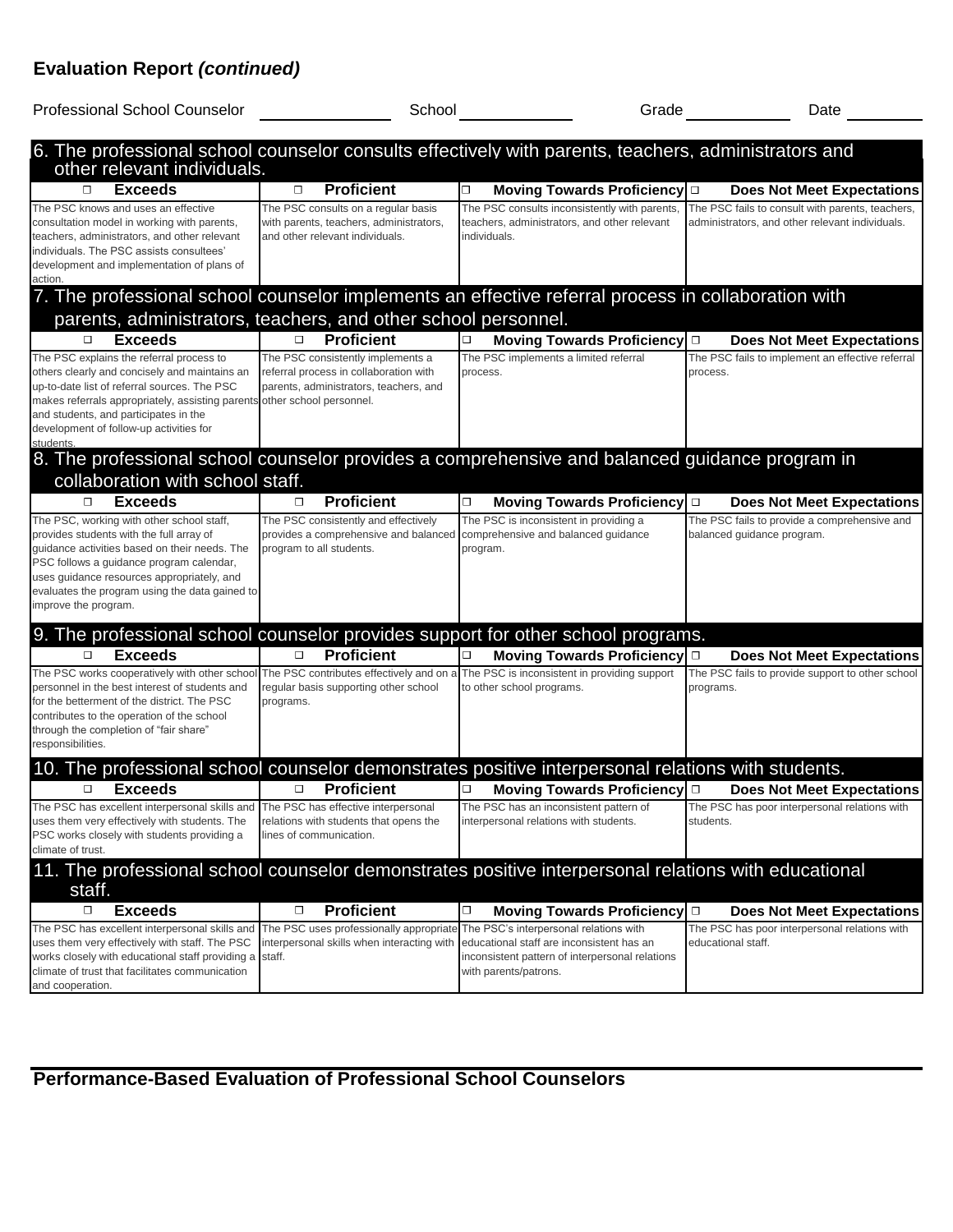## Evaluation Report *(continued)*

Professional School Counselor \_\_\_\_\_\_\_\_\_\_\_\_ School \_\_\_\_\_\_\_\_\_\_\_\_ Grade \_\_\_\_\_\_\_\_\_\_\_\_ Date \_\_\_\_\_\_\_\_

### 6. The professional school counselor consults effectively with parents, teachers, administrators and other relevant individuals.

| ☐ Exceeds | ☐ Proficient | ☐ Moving Towards Proficiency | ☐ Does Not Meet Expectations |
|---|---|---|---|
| The PSC knows and uses an effective consultation model in working with parents, teachers, administrators, and other relevant individuals. The PSC assists consultees' development and implementation of plans of action. | The PSC consults on a regular basis with parents, teachers, administrators, and other relevant individuals. | The PSC consults inconsistently with parents, teachers, administrators, and other relevant individuals. | The PSC fails to consult with parents, teachers, administrators, and other relevant individuals. |

### 7. The professional school counselor implements an effective referral process in collaboration with parents, administrators, teachers, and other school personnel.

| ☐ Exceeds | ☐ Proficient | ☐ Moving Towards Proficiency | ☐ Does Not Meet Expectations |
|---|---|---|---|
| The PSC explains the referral process to others clearly and concisely and maintains an up-to-date list of referral sources. The PSC makes referrals appropriately, assisting parents and students, and participates in the development of follow-up activities for students. | The PSC consistently implements a referral process in collaboration with parents, administrators, teachers, and other school personnel. | The PSC implements a limited referral process. | The PSC fails to implement an effective referral process. |

### 8. The professional school counselor provides a comprehensive and balanced guidance program in collaboration with school staff.

| ☐ Exceeds | ☐ Proficient | ☐ Moving Towards Proficiency | ☐ Does Not Meet Expectations |
|---|---|---|---|
| The PSC, working with other school staff, provides students with the full array of guidance activities based on their needs. The PSC follows a guidance program calendar, uses guidance resources appropriately, and evaluates the program using the data gained to improve the program. | The PSC consistently and effectively provides a comprehensive and balanced program to all students. | The PSC is inconsistent in providing a comprehensive and balanced guidance program. | The PSC fails to provide a comprehensive and balanced guidance program. |

### 9. The professional school counselor provides support for other school programs.

| ☐ Exceeds | ☐ Proficient | ☐ Moving Towards Proficiency | ☐ Does Not Meet Expectations |
|---|---|---|---|
| The PSC works cooperatively with other school personnel in the best interest of students and for the betterment of the district. The PSC contributes to the operation of the school through the completion of "fair share" responsibilities. | The PSC contributes effectively and on a regular basis supporting other school programs. | The PSC is inconsistent in providing support to other school programs. | The PSC fails to provide support to other school programs. |

### 10. The professional school counselor demonstrates positive interpersonal relations with students.

| ☐ Exceeds | ☐ Proficient | ☐ Moving Towards Proficiency | ☐ Does Not Meet Expectations |
|---|---|---|---|
| The PSC has excellent interpersonal skills and uses them very effectively with students. The PSC works closely with students providing a climate of trust. | The PSC has effective interpersonal relations with students that opens the lines of communication. | The PSC has an inconsistent pattern of interpersonal relations with students. | The PSC has poor interpersonal relations with students. |

### 11. The professional school counselor demonstrates positive interpersonal relations with educational staff.

| ☐ Exceeds | ☐ Proficient | ☐ Moving Towards Proficiency | ☐ Does Not Meet Expectations |
|---|---|---|---|
| The PSC has excellent interpersonal skills and uses them very effectively with staff. The PSC works closely with educational staff providing a climate of trust that facilitates communication and cooperation. | The PSC uses professionally appropriate interpersonal skills when interacting with staff. | The PSC's interpersonal relations with educational staff are inconsistent has an inconsistent pattern of interpersonal relations with parents/patrons. | The PSC has poor interpersonal relations with educational staff. |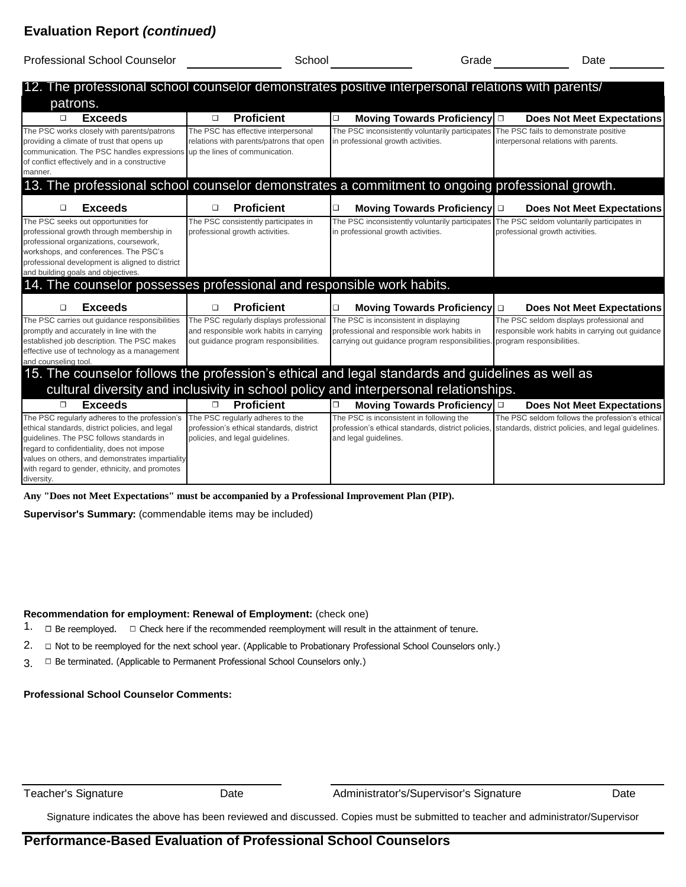## Evaluation Report *(continued)*

Professional School Counselor ______________ School ______________ Grade ______________ Date ______________

**12. The professional school counselor demonstrates positive interpersonal relations with parents/ patrons.**

| ❑ Exceeds | ❑ Proficient | ❑ Moving Towards Proficiency | ❑ Does Not Meet Expectations |
|---|---|---|---|
| The PSC works closely with parents/patrons providing a climate of trust that opens up communication. The PSC handles expressions of conflict effectively and in a constructive manner. | The PSC has effective interpersonal relations with parents/patrons that open up the lines of communication. | The PSC inconsistently voluntarily participates in professional growth activities. | The PSC fails to demonstrate positive interpersonal relations with parents. |

**13. The professional school counselor demonstrates a commitment to ongoing professional growth.**

| ❑ Exceeds | ❑ Proficient | ❑ Moving Towards Proficiency | ❑ Does Not Meet Expectations |
|---|---|---|---|
| The PSC seeks out opportunities for professional growth through membership in professional organizations, coursework, workshops, and conferences. The PSC's professional development is aligned to district and building goals and objectives. | The PSC consistently participates in professional growth activities. | The PSC inconsistently voluntarily participates in professional growth activities. | The PSC seldom voluntarily participates in professional growth activities. |

**14. The counselor possesses professional and responsible work habits.**

| ❑ Exceeds | ❑ Proficient | ❑ Moving Towards Proficiency | ❑ Does Not Meet Expectations |
|---|---|---|---|
| The PSC carries out guidance responsibilities promptly and accurately in line with the established job description. The PSC makes effective use of technology as a management and counseling tool. | The PSC regularly displays professional and responsible work habits in carrying out guidance program responsibilities. | The PSC is inconsistent in displaying professional and responsible work habits in carrying out guidance program responsibilities. | The PSC seldom displays professional and responsible work habits in carrying out guidance program responsibilities. |

**15. The counselor follows the profession's ethical and legal standards and guidelines as well as cultural diversity and inclusivity in school policy and interpersonal relationships.**

| ❑ Exceeds | ❑ Proficient | ❑ Moving Towards Proficiency | ❑ Does Not Meet Expectations |
|---|---|---|---|
| The PSC regularly adheres to the profession's ethical standards, district policies, and legal guidelines. The PSC follows standards in regard to confidentiality, does not impose values on others, and demonstrates impartiality with regard to gender, ethnicity, and promotes diversity. | The PSC regularly adheres to the profession's ethical standards, district policies, and legal guidelines. | The PSC is inconsistent in following the profession's ethical standards, district policies, and legal guidelines. | The PSC seldom follows the profession's ethical standards, district policies, and legal guidelines. |

**Any "Does not Meet Expectations" must be accompanied by a Professional Improvement Plan (PIP).**

**Supervisor's Summary:** (commendable items may be included)

**Recommendation for employment: Renewal of Employment:** (check one)

1. ☐ Be reemployed. ☐ Check here if the recommended reemployment will result in the attainment of tenure.
2. ☐ Not to be reemployed for the next school year. (Applicable to Probationary Professional School Counselors only.)
3. ☐ Be terminated. (Applicable to Permanent Professional School Counselors only.)

**Professional School Counselor Comments:**

Teacher's Signature ______________ Date ______________ Administrator's/Supervisor's Signature ______________ Date ______________

Signature indicates the above has been reviewed and discussed. Copies must be submitted to teacher and administrator/Supervisor